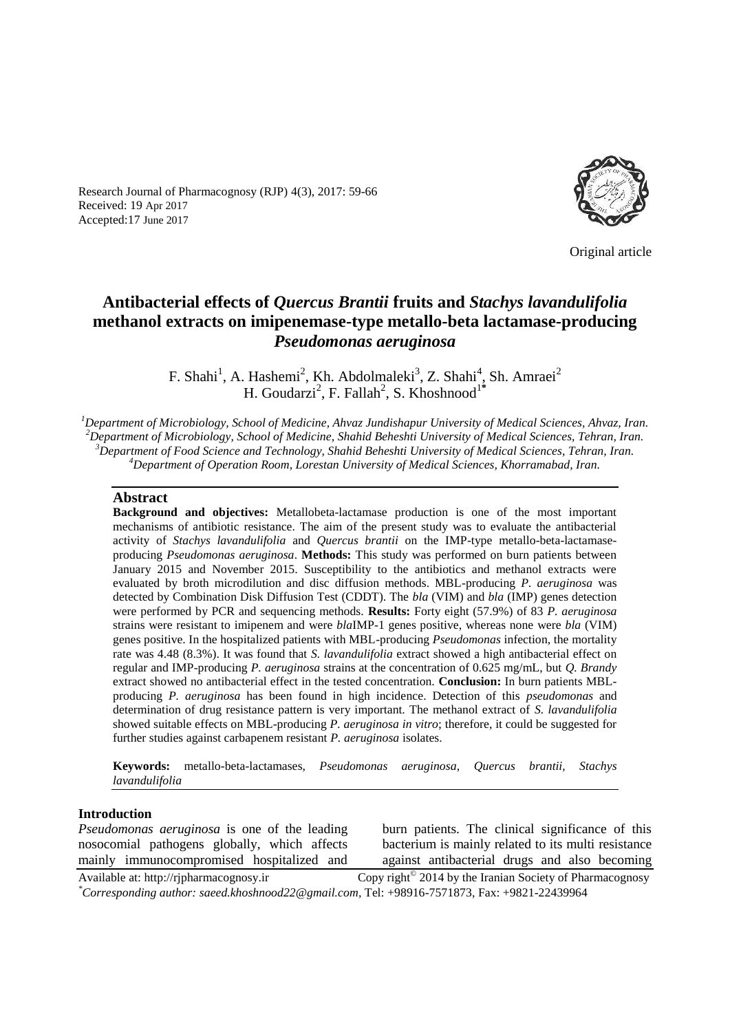Research Journal of Pharmacognosy (RJP) 4(3), 2017: 59-66
Received: 19 Apr 2017
Accepted:17 June 2017

Original article

# Antibacterial effects of *Quercus Brantii* fruits and *Stachys lavandulifolia* methanol extracts on imipenemase-type metallo-beta lactamase-producing *Pseudomonas aeruginosa*

F. Shahi[1], A. Hashemi[2], Kh. Abdolmaleki[3], Z. Shahi[4], Sh. Amraei[2]
H. Goudarzi[2], F. Fallah[2], S. Khoshnood[1*]

[1]*Department of Microbiology, School of Medicine, Ahvaz Jundishapur University of Medical Sciences, Ahvaz, Iran.*
[2]*Department of Microbiology, School of Medicine, Shahid Beheshti University of Medical Sciences, Tehran, Iran.*
[3]*Department of Food Science and Technology, Shahid Beheshti University of Medical Sciences, Tehran, Iran.*
[4]*Department of Operation Room, Lorestan University of Medical Sciences, Khorramabad, Iran.*

## Abstract

**Background and objectives:** Metallobeta-lactamase production is one of the most important mechanisms of antibiotic resistance. The aim of the present study was to evaluate the antibacterial activity of *Stachys lavandulifolia* and *Quercus brantii* on the IMP-type metallo-beta-lactamase-producing *Pseudomonas aeruginosa*. **Methods:** This study was performed on burn patients between January 2015 and November 2015. Susceptibility to the antibiotics and methanol extracts were evaluated by broth microdilution and disc diffusion methods. MBL-producing *P. aeruginosa* was detected by Combination Disk Diffusion Test (CDDT). The *bla* (VIM) and *bla* (IMP) genes detection were performed by PCR and sequencing methods. **Results:** Forty eight (57.9%) of 83 *P. aeruginosa* strains were resistant to imipenem and were *bla*IMP-1 genes positive, whereas none were *bla* (VIM) genes positive. In the hospitalized patients with MBL-producing *Pseudomonas* infection, the mortality rate was 4.48 (8.3%). It was found that *S. lavandulifolia* extract showed a high antibacterial effect on regular and IMP-producing *P. aeruginosa* strains at the concentration of 0.625 mg/mL, but *Q. Brandy* extract showed no antibacterial effect in the tested concentration. **Conclusion:** In burn patients MBL-producing *P. aeruginosa* has been found in high incidence. Detection of this *pseudomonas* and determination of drug resistance pattern is very important. The methanol extract of *S. lavandulifolia* showed suitable effects on MBL-producing *P. aeruginosa in vitro*; therefore, it could be suggested for further studies against carbapenem resistant *P. aeruginosa* isolates.

**Keywords:** metallo-beta-lactamases, *Pseudomonas aeruginosa*, *Quercus brantii*, *Stachys lavandulifolia*

## Introduction

*Pseudomonas aeruginosa* is one of the leading nosocomial pathogens globally, which affects mainly immunocompromised hospitalized and burn patients. The clinical significance of this bacterium is mainly related to its multi resistance against antibacterial drugs and also becoming

Available at: http://rjpharmacognosy.ir Copy right© 2014 by the Iranian Society of Pharmacognosy
*Corresponding author: saeed.khoshnood22@gmail.com, Tel: +98916-7571873, Fax: +9821-22439964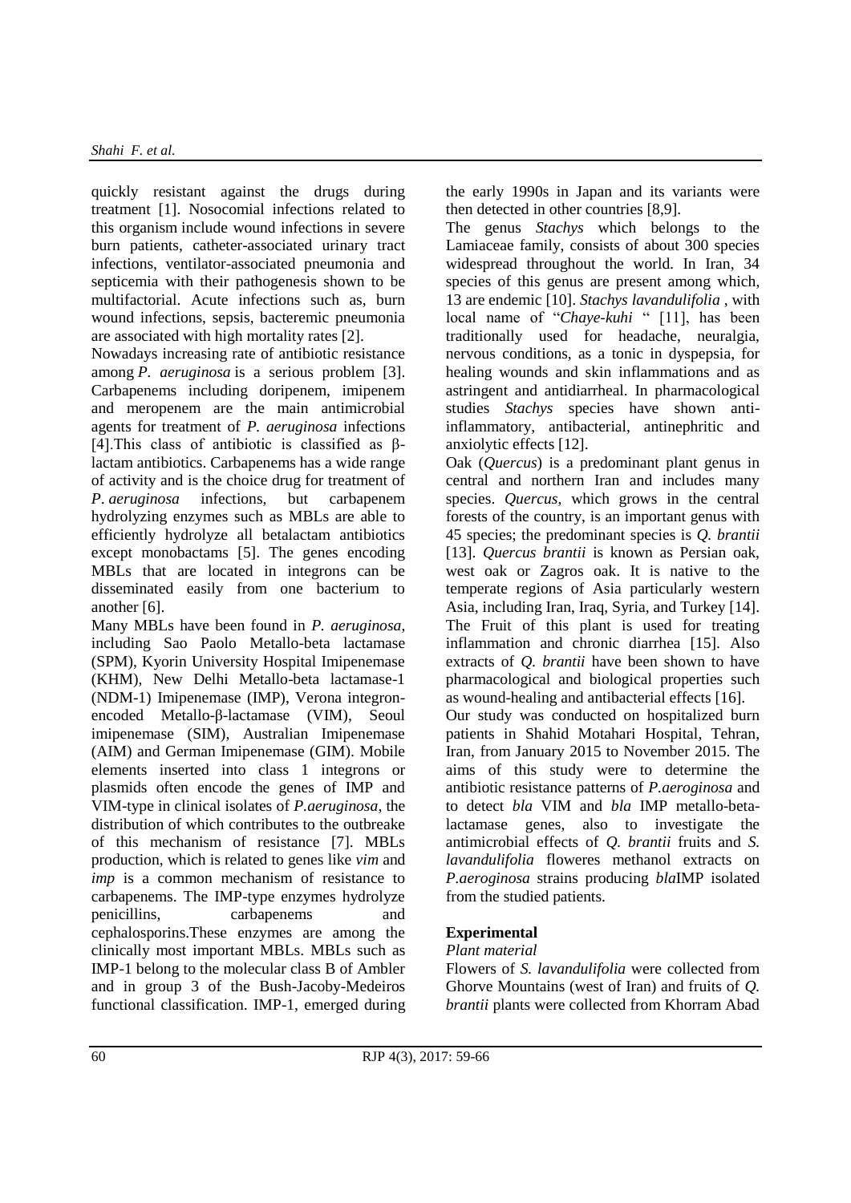quickly resistant against the drugs during treatment [1]. Nosocomial infections related to this organism include wound infections in severe burn patients, catheter-associated urinary tract infections, ventilator-associated pneumonia and septicemia with their pathogenesis shown to be multifactorial. Acute infections such as, burn wound infections, sepsis, bacteremic pneumonia are associated with high mortality rates [2].

Nowadays increasing rate of antibiotic resistance among *P. aeruginosa* is a serious problem [3]. Carbapenems including doripenem, imipenem and meropenem are the main antimicrobial agents for treatment of *P. aeruginosa* infections [4].This class of antibiotic is classified as β-lactam antibiotics. Carbapenems has a wide range of activity and is the choice drug for treatment of *P. aeruginosa* infections, but carbapenem hydrolyzing enzymes such as MBLs are able to efficiently hydrolyze all betalactam antibiotics except monobactams [5]. The genes encoding MBLs that are located in integrons can be disseminated easily from one bacterium to another [6].

Many MBLs have been found in *P. aeruginosa*, including Sao Paolo Metallo-beta lactamase (SPM), Kyorin University Hospital Imipenemase (KHM), New Delhi Metallo-beta lactamase-1 (NDM-1) Imipenemase (IMP), Verona integron-encoded Metallo-β-lactamase (VIM), Seoul imipenemase (SIM), Australian Imipenemase (AIM) and German Imipenemase (GIM). Mobile elements inserted into class 1 integrons or plasmids often encode the genes of IMP and VIM-type in clinical isolates of *P.aeruginosa*, the distribution of which contributes to the outbreake of this mechanism of resistance [7]. MBLs production, which is related to genes like *vim* and *imp* is a common mechanism of resistance to carbapenems. The IMP-type enzymes hydrolyze penicillins, carbapenems and cephalosporins.These enzymes are among the clinically most important MBLs. MBLs such as IMP-1 belong to the molecular class B of Ambler and in group 3 of the Bush-Jacoby-Medeiros functional classification. IMP-1, emerged during the early 1990s in Japan and its variants were then detected in other countries [8,9].

The genus *Stachys* which belongs to the Lamiaceae family, consists of about 300 species widespread throughout the world. In Iran, 34 species of this genus are present among which, 13 are endemic [10]. *Stachys lavandulifolia* , with local name of "*Chaye-kuhi* " [11], has been traditionally used for headache, neuralgia, nervous conditions, as a tonic in dyspepsia, for healing wounds and skin inflammations and as astringent and antidiarrheal. In pharmacological studies *Stachys* species have shown anti-inflammatory, antibacterial, antinephritic and anxiolytic effects [12].

Oak (*Quercus*) is a predominant plant genus in central and northern Iran and includes many species. *Quercus*, which grows in the central forests of the country, is an important genus with 45 species; the predominant species is *Q. brantii* [13]. *Quercus brantii* is known as Persian oak, west oak or Zagros oak. It is native to the temperate regions of Asia particularly western Asia, including Iran, Iraq, Syria, and Turkey [14]. The Fruit of this plant is used for treating inflammation and chronic diarrhea [15]. Also extracts of *Q. brantii* have been shown to have pharmacological and biological properties such as wound-healing and antibacterial effects [16].

Our study was conducted on hospitalized burn patients in Shahid Motahari Hospital, Tehran, Iran, from January 2015 to November 2015. The aims of this study were to determine the antibiotic resistance patterns of *P.aeroginosa* and to detect *bla* VIM and *bla* IMP metallo-beta-lactamase genes, also to investigate the antimicrobial effects of *Q. brantii* fruits and *S. lavandulifolia* floweres methanol extracts on *P.aeroginosa* strains producing *bla*IMP isolated from the studied patients.

## Experimental

### *Plant material*

Flowers of *S. lavandulifolia* were collected from Ghorve Mountains (west of Iran) and fruits of *Q. brantii* plants were collected from Khorram Abad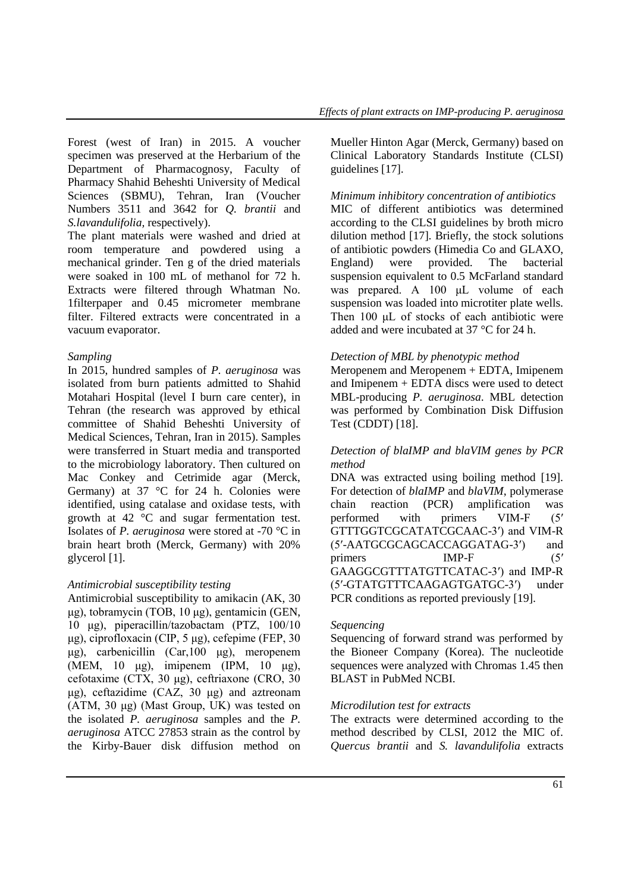Forest (west of Iran) in 2015. A voucher specimen was preserved at the Herbarium of the Department of Pharmacognosy, Faculty of Pharmacy Shahid Beheshti University of Medical Sciences (SBMU), Tehran, Iran (Voucher Numbers 3511 and 3642 for *Q. brantii* and *S.lavandulifolia*, respectively).

The plant materials were washed and dried at room temperature and powdered using a mechanical grinder. Ten g of the dried materials were soaked in 100 mL of methanol for 72 h. Extracts were filtered through Whatman No. 1filterpaper and 0.45 micrometer membrane filter. Filtered extracts were concentrated in a vacuum evaporator.

*Sampling*

In 2015, hundred samples of *P. aeruginosa* was isolated from burn patients admitted to Shahid Motahari Hospital (level I burn care center), in Tehran (the research was approved by ethical committee of Shahid Beheshti University of Medical Sciences, Tehran, Iran in 2015). Samples were transferred in Stuart media and transported to the microbiology laboratory. Then cultured on Mac Conkey and Cetrimide agar (Merck, Germany) at 37 °C for 24 h. Colonies were identified, using catalase and oxidase tests, with growth at 42 °C and sugar fermentation test. Isolates of *P. aeruginosa* were stored at -70 °C in brain heart broth (Merck, Germany) with 20% glycerol [1].

*Antimicrobial susceptibility testing*

Antimicrobial susceptibility to amikacin (AK, 30 μg), tobramycin (TOB, 10 μg), gentamicin (GEN, 10 μg), piperacillin/tazobactam (PTZ, 100/10 μg), ciprofloxacin (CIP, 5 μg), cefepime (FEP, 30 μg), carbenicillin (Car,100 μg), meropenem (MEM, 10 μg), imipenem (IPM, 10 μg), cefotaxime (CTX, 30 μg), ceftriaxone (CRO, 30 μg), ceftazidime (CAZ, 30 μg) and aztreonam (ATM, 30 μg) (Mast Group, UK) was tested on the isolated *P. aeruginosa* samples and the *P. aeruginosa* ATCC 27853 strain as the control by the Kirby-Bauer disk diffusion method on Mueller Hinton Agar (Merck, Germany) based on Clinical Laboratory Standards Institute (CLSI) guidelines [17].

*Minimum inhibitory concentration of antibiotics*

MIC of different antibiotics was determined according to the CLSI guidelines by broth micro dilution method [17]. Briefly, the stock solutions of antibiotic powders (Himedia Co and GLAXO, England) were provided. The bacterial suspension equivalent to 0.5 McFarland standard was prepared. A 100 μL volume of each suspension was loaded into microtiter plate wells. Then 100 μL of stocks of each antibiotic were added and were incubated at 37 °C for 24 h.

*Detection of MBL by phenotypic method*

Meropenem and Meropenem + EDTA, Imipenem and Imipenem + EDTA discs were used to detect MBL-producing *P. aeruginosa*. MBL detection was performed by Combination Disk Diffusion Test (CDDT) [18].

*Detection of blaIMP and blaVIM genes by PCR method*

DNA was extracted using boiling method [19]. For detection of *blaIMP* and *blaVIM*, polymerase chain reaction (PCR) amplification was performed with primers VIM-F (5′ GTTTGGTCGCATATCGCAAC-3′) and VIM-R (5′-AATGCGCAGCACCAGGATAG-3′) and primers IMP-F (5′ GAAGGCGTTTATGTTCATAC-3′) and IMP-R (5′-GTATGTTTCAAGAGTGATGC-3′) under PCR conditions as reported previously [19].

*Sequencing*

Sequencing of forward strand was performed by the Bioneer Company (Korea). The nucleotide sequences were analyzed with Chromas 1.45 then BLAST in PubMed NCBI.

*Microdilution test for extracts*

The extracts were determined according to the method described by CLSI, 2012 the MIC of. *Quercus brantii* and *S. lavandulifolia* extracts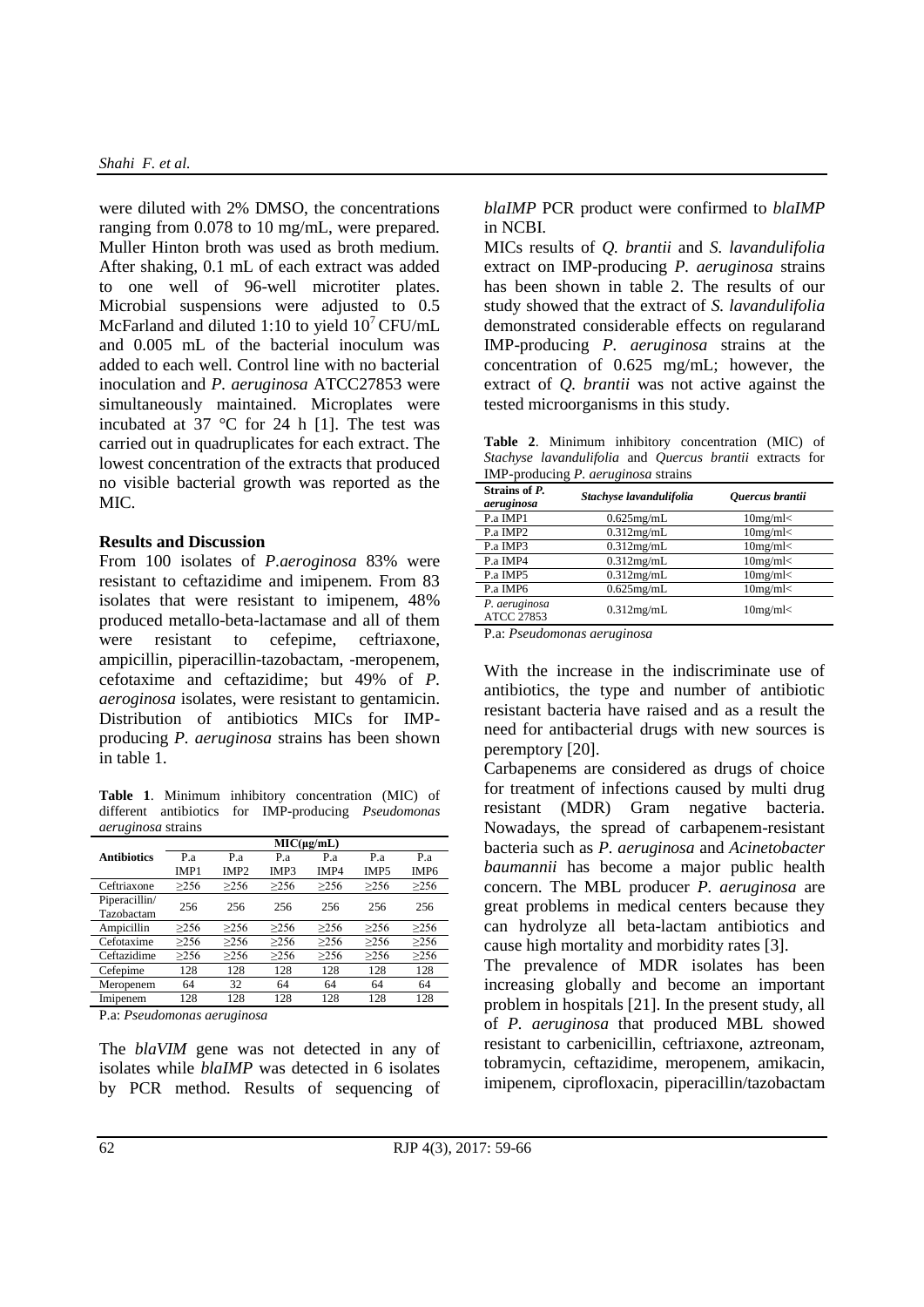were diluted with 2% DMSO, the concentrations ranging from 0.078 to 10 mg/mL, were prepared. Muller Hinton broth was used as broth medium. After shaking, 0.1 mL of each extract was added to one well of 96-well microtiter plates. Microbial suspensions were adjusted to 0.5 McFarland and diluted 1:10 to yield $10^7$ CFU/mL and 0.005 mL of the bacterial inoculum was added to each well. Control line with no bacterial inoculation and *P. aeruginosa* ATCC27853 were simultaneously maintained. Microplates were incubated at 37 °C for 24 h [1]. The test was carried out in quadruplicates for each extract. The lowest concentration of the extracts that produced no visible bacterial growth was reported as the MIC.

**Results and Discussion**

From 100 isolates of *P.aeroginosa* 83% were resistant to ceftazidime and imipenem. From 83 isolates that were resistant to imipenem, 48% produced metallo-beta-lactamase and all of them were resistant to cefepime, ceftriaxone, ampicillin, piperacillin-tazobactam, -meropenem, cefotaxime and ceftazidime; but 49% of *P. aeroginosa* isolates, were resistant to gentamicin. Distribution of antibiotics MICs for IMP-producing *P. aeruginosa* strains has been shown in table 1.

**Table 1**. Minimum inhibitory concentration (MIC) of different antibiotics for IMP-producing *Pseudomonas aeruginosa* strains

| Antibiotics | MIC(µg/mL) | | | | | |
|---|---|---|---|---|---|---|
| | P.a IMP1 | P.a IMP2 | P.a IMP3 | P.a IMP4 | P.a IMP5 | P.a IMP6 |
| Ceftriaxone | ≥256 | ≥256 | ≥256 | ≥256 | ≥256 | ≥256 |
| Piperacillin/ Tazobactam | 256 | 256 | 256 | 256 | 256 | 256 |
| Ampicillin | ≥256 | ≥256 | ≥256 | ≥256 | ≥256 | ≥256 |
| Cefotaxime | ≥256 | ≥256 | ≥256 | ≥256 | ≥256 | ≥256 |
| Ceftazidime | ≥256 | ≥256 | ≥256 | ≥256 | ≥256 | ≥256 |
| Cefepime | 128 | 128 | 128 | 128 | 128 | 128 |
| Meropenem | 64 | 32 | 64 | 64 | 64 | 64 |
| Imipenem | 128 | 128 | 128 | 128 | 128 | 128 |

P.a: *Pseudomonas aeruginosa*

The *blaVIM* gene was not detected in any of isolates while *blaIMP* was detected in 6 isolates by PCR method. Results of sequencing of *blaIMP* PCR product were confirmed to *blaIMP* in NCBI.

MICs results of *Q. brantii* and *S. lavandulifolia* extract on IMP-producing *P. aeruginosa* strains has been shown in table 2. The results of our study showed that the extract of *S. lavandulifolia* demonstrated considerable effects on regularand IMP-producing *P. aeruginosa* strains at the concentration of 0.625 mg/mL; however, the extract of *Q. brantii* was not active against the tested microorganisms in this study.

**Table 2**. Minimum inhibitory concentration (MIC) of *Stachyse lavandulifolia* and *Quercus brantii* extracts for IMP-producing *P. aeruginosa* strains

| Strains of *P. aeruginosa* | *Stachyse lavandulifolia* | *Quercus brantii* |
|---|---|---|
| P.a IMP1 | 0.625mg/mL | 10mg/ml< |
| P.a IMP2 | 0.312mg/mL | 10mg/ml< |
| P.a IMP3 | 0.312mg/mL | 10mg/ml< |
| P.a IMP4 | 0.312mg/mL | 10mg/ml< |
| P.a IMP5 | 0.312mg/mL | 10mg/ml< |
| P.a IMP6 | 0.625mg/mL | 10mg/ml< |
| *P. aeruginosa* ATCC 27853 | 0.312mg/mL | 10mg/ml< |

P.a: *Pseudomonas aeruginosa*

With the increase in the indiscriminate use of antibiotics, the type and number of antibiotic resistant bacteria have raised and as a result the need for antibacterial drugs with new sources is peremptory [20].

Carbapenems are considered as drugs of choice for treatment of infections caused by multi drug resistant (MDR) Gram negative bacteria. Nowadays, the spread of carbapenem-resistant bacteria such as *P. aeruginosa* and *Acinetobacter baumannii* has become a major public health concern. The MBL producer *P. aeruginosa* are great problems in medical centers because they can hydrolyze all beta-lactam antibiotics and cause high mortality and morbidity rates [3].

The prevalence of MDR isolates has been increasing globally and become an important problem in hospitals [21]. In the present study, all of *P. aeruginosa* that produced MBL showed resistant to carbenicillin, ceftriaxone, aztreonam, tobramycin, ceftazidime, meropenem, amikacin, imipenem, ciprofloxacin, piperacillin/tazobactam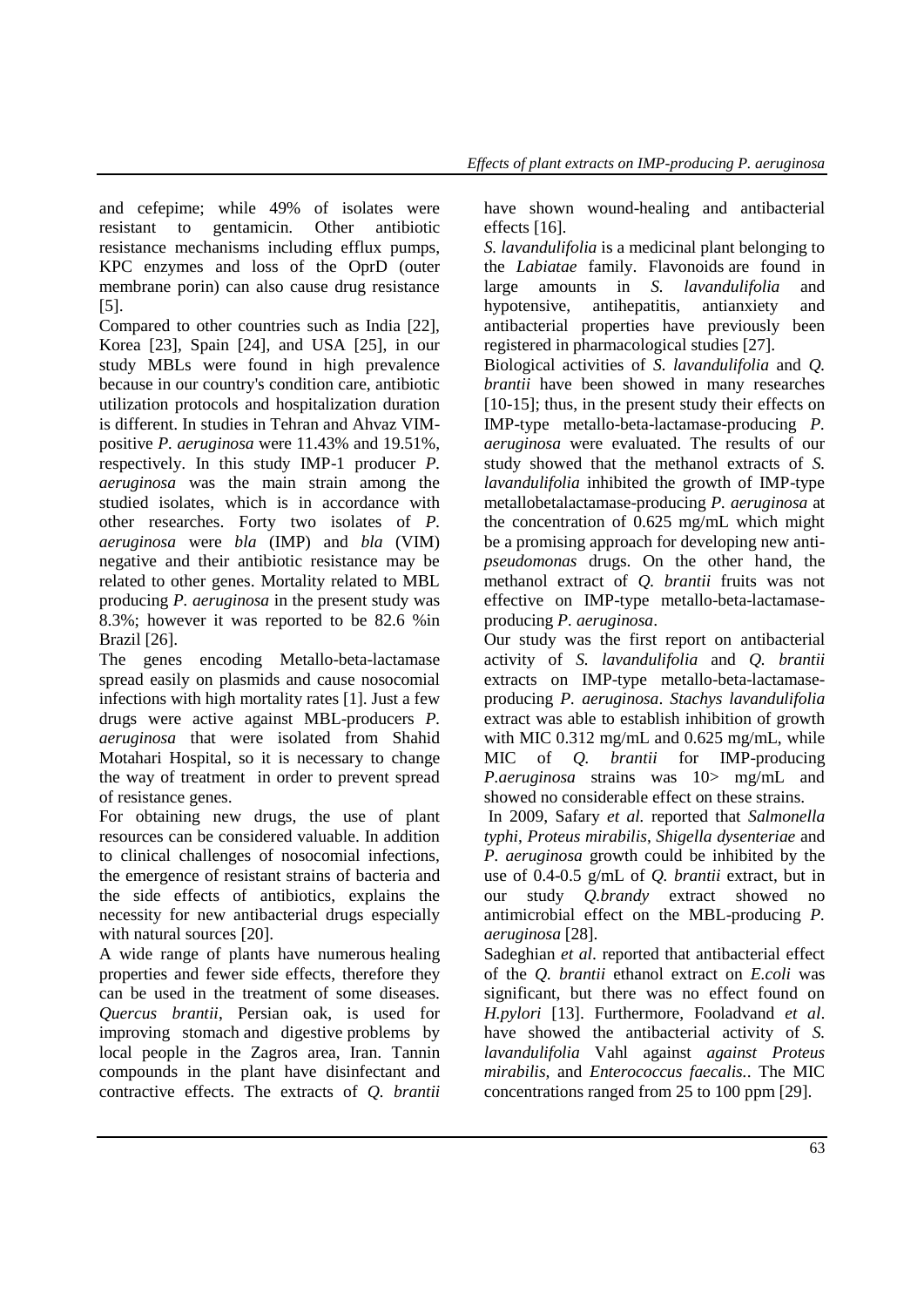and cefepime; while 49% of isolates were resistant to gentamicin. Other antibiotic resistance mechanisms including efflux pumps, KPC enzymes and loss of the OprD (outer membrane porin) can also cause drug resistance [5].

Compared to other countries such as India [22], Korea [23], Spain [24], and USA [25], in our study MBLs were found in high prevalence because in our country's condition care, antibiotic utilization protocols and hospitalization duration is different. In studies in Tehran and Ahvaz VIM-positive *P. aeruginosa* were 11.43% and 19.51%, respectively. In this study IMP-1 producer *P. aeruginosa* was the main strain among the studied isolates, which is in accordance with other researches. Forty two isolates of *P. aeruginosa* were *bla* (IMP) and *bla* (VIM) negative and their antibiotic resistance may be related to other genes. Mortality related to MBL producing *P. aeruginosa* in the present study was 8.3%; however it was reported to be 82.6 %in Brazil [26].

The genes encoding Metallo-beta-lactamase spread easily on plasmids and cause nosocomial infections with high mortality rates [1]. Just a few drugs were active against MBL-producers *P. aeruginosa* that were isolated from Shahid Motahari Hospital, so it is necessary to change the way of treatment in order to prevent spread of resistance genes.

For obtaining new drugs, the use of plant resources can be considered valuable. In addition to clinical challenges of nosocomial infections, the emergence of resistant strains of bacteria and the side effects of antibiotics, explains the necessity for new antibacterial drugs especially with natural sources [20].

A wide range of plants have numerous healing properties and fewer side effects, therefore they can be used in the treatment of some diseases. *Quercus brantii*, Persian oak, is used for improving stomach and digestive problems by local people in the Zagros area, Iran. Tannin compounds in the plant have disinfectant and contractive effects. The extracts of *Q. brantii* have shown wound-healing and antibacterial effects [16].

*S. lavandulifolia* is a medicinal plant belonging to the *Labiatae* family. Flavonoids are found in large amounts in *S. lavandulifolia* and hypotensive, antihepatitis, antianxiety and antibacterial properties have previously been registered in pharmacological studies [27].

Biological activities of *S. lavandulifolia* and *Q. brantii* have been showed in many researches [10-15]; thus, in the present study their effects on IMP-type metallo-beta-lactamase-producing *P. aeruginosa* were evaluated. The results of our study showed that the methanol extracts of *S. lavandulifolia* inhibited the growth of IMP-type metallobetalactamase-producing *P. aeruginosa* at the concentration of 0.625 mg/mL which might be a promising approach for developing new anti-*pseudomonas* drugs. On the other hand, the methanol extract of *Q. brantii* fruits was not effective on IMP-type metallo-beta-lactamase-producing *P. aeruginosa*.

Our study was the first report on antibacterial activity of *S. lavandulifolia* and *Q. brantii* extracts on IMP-type metallo-beta-lactamase-producing *P. aeruginosa*. *Stachys lavandulifolia* extract was able to establish inhibition of growth with MIC 0.312 mg/mL and 0.625 mg/mL, while MIC of *Q. brantii* for IMP-producing *P.aeruginosa* strains was 10> mg/mL and showed no considerable effect on these strains.

In 2009, Safary *et al*. reported that *Salmonella typhi*, *Proteus mirabilis*, *Shigella dysenteriae* and *P. aeruginosa* growth could be inhibited by the use of 0.4-0.5 g/mL of *Q. brantii* extract, but in our study *Q.brandy* extract showed no antimicrobial effect on the MBL-producing *P. aeruginosa* [28].

Sadeghian *et al*. reported that antibacterial effect of the *Q. brantii* ethanol extract on *E.coli* was significant, but there was no effect found on *H.pylori* [13]. Furthermore, Fooladvand *et al*. have showed the antibacterial activity of *S. lavandulifolia* Vahl against *against Proteus mirabilis*, and *Enterococcus faecalis.*. The MIC concentrations ranged from 25 to 100 ppm [29].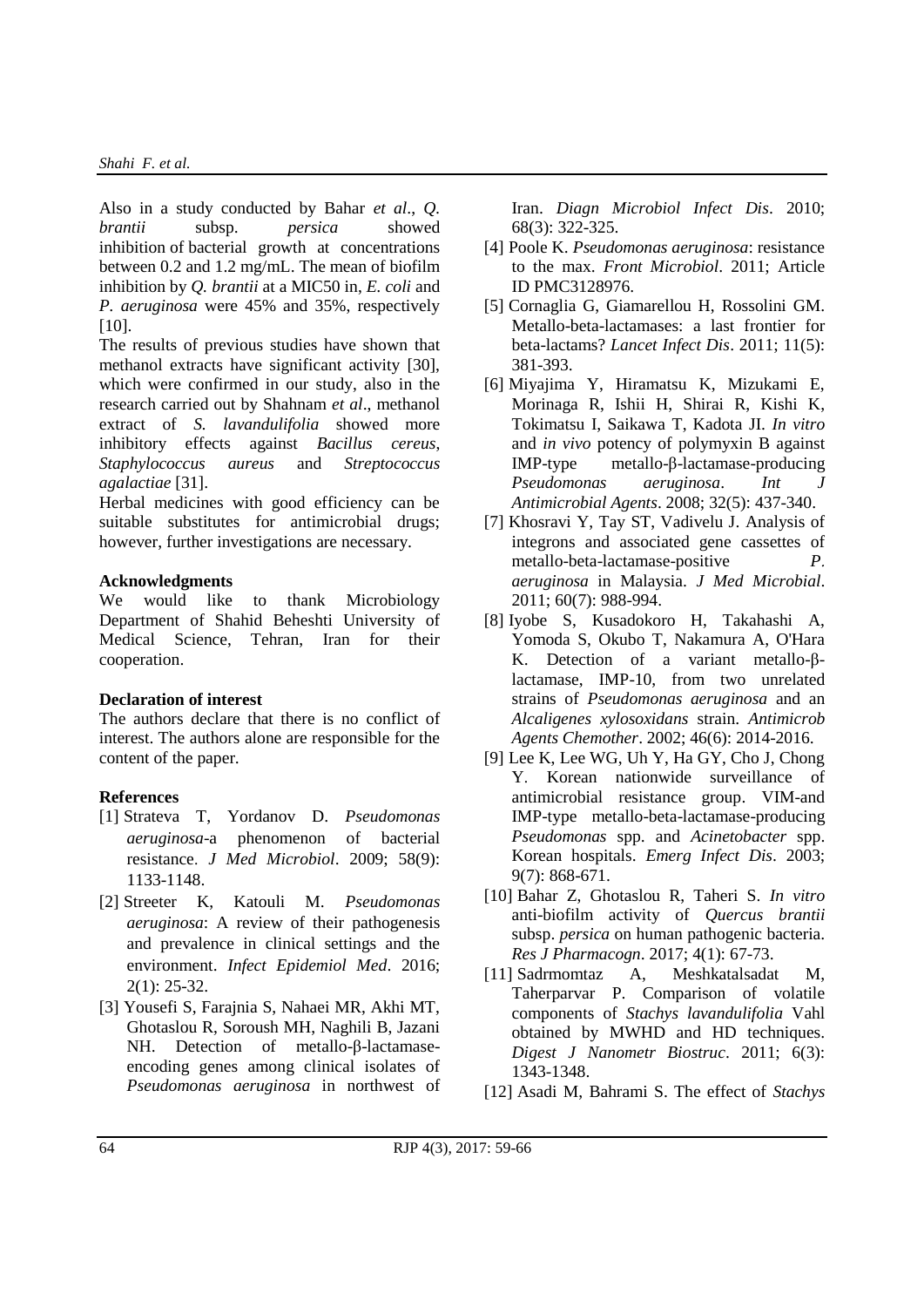Also in a study conducted by Bahar *et al*., *Q. brantii* subsp. *persica* showed inhibition of bacterial growth at concentrations between 0.2 and 1.2 mg/mL. The mean of biofilm inhibition by *Q. brantii* at a MIC50 in, *E. coli* and *P. aeruginosa* were 45% and 35%, respectively [10].

The results of previous studies have shown that methanol extracts have significant activity [30], which were confirmed in our study, also in the research carried out by Shahnam *et al*., methanol extract of *S. lavandulifolia* showed more inhibitory effects against *Bacillus cereus*, *Staphylococcus aureus* and *Streptococcus agalactiae* [31].

Herbal medicines with good efficiency can be suitable substitutes for antimicrobial drugs; however, further investigations are necessary.

## Acknowledgments

We would like to thank Microbiology Department of Shahid Beheshti University of Medical Science, Tehran, Iran for their cooperation.

## Declaration of interest

The authors declare that there is no conflict of interest. The authors alone are responsible for the content of the paper.

## References

[1] Strateva T, Yordanov D. *Pseudomonas aeruginosa*-a phenomenon of bacterial resistance. *J Med Microbiol*. 2009; 58(9): 1133-1148.

[2] Streeter K, Katouli M. *Pseudomonas aeruginosa*: A review of their pathogenesis and prevalence in clinical settings and the environment. *Infect Epidemiol Med*. 2016; 2(1): 25-32.

[3] Yousefi S, Farajnia S, Nahaei MR, Akhi MT, Ghotaslou R, Soroush MH, Naghili B, Jazani NH. Detection of metallo-β-lactamase-encoding genes among clinical isolates of *Pseudomonas aeruginosa* in northwest of Iran. *Diagn Microbiol Infect Dis*. 2010; 68(3): 322-325.

[4] Poole K. *Pseudomonas aeruginosa*: resistance to the max. *Front Microbiol*. 2011; Article ID PMC3128976.

[5] Cornaglia G, Giamarellou H, Rossolini GM. Metallo-beta-lactamases: a last frontier for beta-lactams? *Lancet Infect Dis*. 2011; 11(5): 381-393.

[6] Miyajima Y, Hiramatsu K, Mizukami E, Morinaga R, Ishii H, Shirai R, Kishi K, Tokimatsu I, Saikawa T, Kadota JI. *In vitro* and *in vivo* potency of polymyxin B against IMP-type metallo-β-lactamase-producing *Pseudomonas aeruginosa*. *Int J Antimicrobial Agents*. 2008; 32(5): 437-340.

[7] Khosravi Y, Tay ST, Vadivelu J. Analysis of integrons and associated gene cassettes of metallo-beta-lactamase-positive *P. aeruginosa* in Malaysia. *J Med Microbial*. 2011; 60(7): 988-994.

[8] Iyobe S, Kusadokoro H, Takahashi A, Yomoda S, Okubo T, Nakamura A, O'Hara K. Detection of a variant metallo-β-lactamase, IMP-10, from two unrelated strains of *Pseudomonas aeruginosa* and an *Alcaligenes xylosoxidans* strain. *Antimicrob Agents Chemother*. 2002; 46(6): 2014-2016.

[9] Lee K, Lee WG, Uh Y, Ha GY, Cho J, Chong Y. Korean nationwide surveillance of antimicrobial resistance group. VIM-and IMP-type metallo-beta-lactamase-producing *Pseudomonas* spp. and *Acinetobacter* spp. Korean hospitals. *Emerg Infect Dis*. 2003; 9(7): 868-671.

[10] Bahar Z, Ghotaslou R, Taheri S. *In vitro* anti-biofilm activity of *Quercus brantii* subsp. *persica* on human pathogenic bacteria. *Res J Pharmacogn*. 2017; 4(1): 67-73.

[11] Sadrmomtaz A, Meshkatalsadat M, Taherparvar P. Comparison of volatile components of *Stachys lavandulifolia* Vahl obtained by MWHD and HD techniques. *Digest J Nanometr Biostruc*. 2011; 6(3): 1343-1348.

[12] Asadi M, Bahrami S. The effect of *Stachys*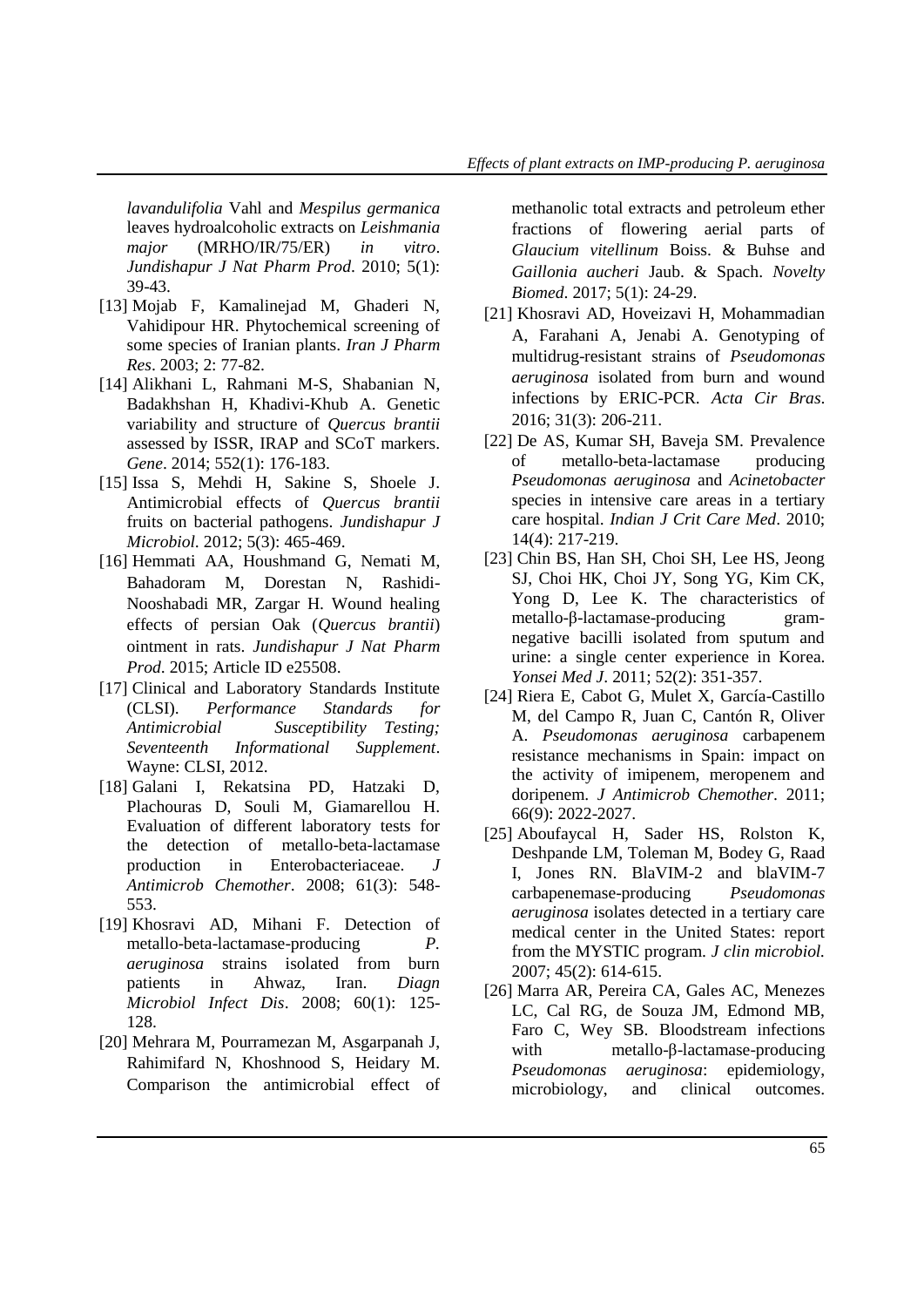*lavandulifolia* Vahl and *Mespilus germanica* leaves hydroalcoholic extracts on *Leishmania major* (MRHO/IR/75/ER) *in vitro*. *Jundishapur J Nat Pharm Prod*. 2010; 5(1): 39-43.

[13] Mojab F, Kamalinejad M, Ghaderi N, Vahidipour HR. Phytochemical screening of some species of Iranian plants. *Iran J Pharm Res*. 2003; 2: 77-82.

[14] Alikhani L, Rahmani M-S, Shabanian N, Badakhshan H, Khadivi-Khub A. Genetic variability and structure of *Quercus brantii* assessed by ISSR, IRAP and SCoT markers. *Gene*. 2014; 552(1): 176-183.

[15] Issa S, Mehdi H, Sakine S, Shoele J. Antimicrobial effects of *Quercus brantii* fruits on bacterial pathogens. *Jundishapur J Microbiol*. 2012; 5(3): 465-469.

[16] Hemmati AA, Houshmand G, Nemati M, Bahadoram M, Dorestan N, Rashidi-Nooshabadi MR, Zargar H. Wound healing effects of persian Oak (*Quercus brantii*) ointment in rats. *Jundishapur J Nat Pharm Prod*. 2015; Article ID e25508.

[17] Clinical and Laboratory Standards Institute (CLSI). *Performance Standards for Antimicrobial Susceptibility Testing; Seventeenth Informational Supplement*. Wayne: CLSI, 2012.

[18] Galani I, Rekatsina PD, Hatzaki D, Plachouras D, Souli M, Giamarellou H. Evaluation of different laboratory tests for the detection of metallo-beta-lactamase production in Enterobacteriaceae. *J Antimicrob Chemother*. 2008; 61(3): 548-553.

[19] Khosravi AD, Mihani F. Detection of metallo-beta-lactamase-producing *P. aeruginosa* strains isolated from burn patients in Ahwaz, Iran. *Diagn Microbiol Infect Dis*. 2008; 60(1): 125-128.

[20] Mehrara M, Pourramezan M, Asgarpanah J, Rahimifard N, Khoshnood S, Heidary M. Comparison the antimicrobial effect of methanolic total extracts and petroleum ether fractions of flowering aerial parts of *Glaucium vitellinum* Boiss. & Buhse and *Gaillonia aucheri* Jaub. & Spach. *Novelty Biomed*. 2017; 5(1): 24-29.

[21] Khosravi AD, Hoveizavi H, Mohammadian A, Farahani A, Jenabi A. Genotyping of multidrug-resistant strains of *Pseudomonas aeruginosa* isolated from burn and wound infections by ERIC-PCR. *Acta Cir Bras*. 2016; 31(3): 206-211.

[22] De AS, Kumar SH, Baveja SM. Prevalence of metallo-beta-lactamase producing *Pseudomonas aeruginosa* and *Acinetobacter* species in intensive care areas in a tertiary care hospital. *Indian J Crit Care Med*. 2010; 14(4): 217-219.

[23] Chin BS, Han SH, Choi SH, Lee HS, Jeong SJ, Choi HK, Choi JY, Song YG, Kim CK, Yong D, Lee K. The characteristics of metallo-β-lactamase-producing gram-negative bacilli isolated from sputum and urine: a single center experience in Korea. *Yonsei Med J*. 2011; 52(2): 351-357.

[24] Riera E, Cabot G, Mulet X, García-Castillo M, del Campo R, Juan C, Cantón R, Oliver A. *Pseudomonas aeruginosa* carbapenem resistance mechanisms in Spain: impact on the activity of imipenem, meropenem and doripenem. *J Antimicrob Chemother*. 2011; 66(9): 2022-2027.

[25] Aboufaycal H, Sader HS, Rolston K, Deshpande LM, Toleman M, Bodey G, Raad I, Jones RN. BlaVIM-2 and blaVIM-7 carbapenemase-producing *Pseudomonas aeruginosa* isolates detected in a tertiary care medical center in the United States: report from the MYSTIC program. *J clin microbiol.* 2007; 45(2): 614-615.

[26] Marra AR, Pereira CA, Gales AC, Menezes LC, Cal RG, de Souza JM, Edmond MB, Faro C, Wey SB. Bloodstream infections with metallo-β-lactamase-producing *Pseudomonas aeruginosa*: epidemiology, microbiology, and clinical outcomes.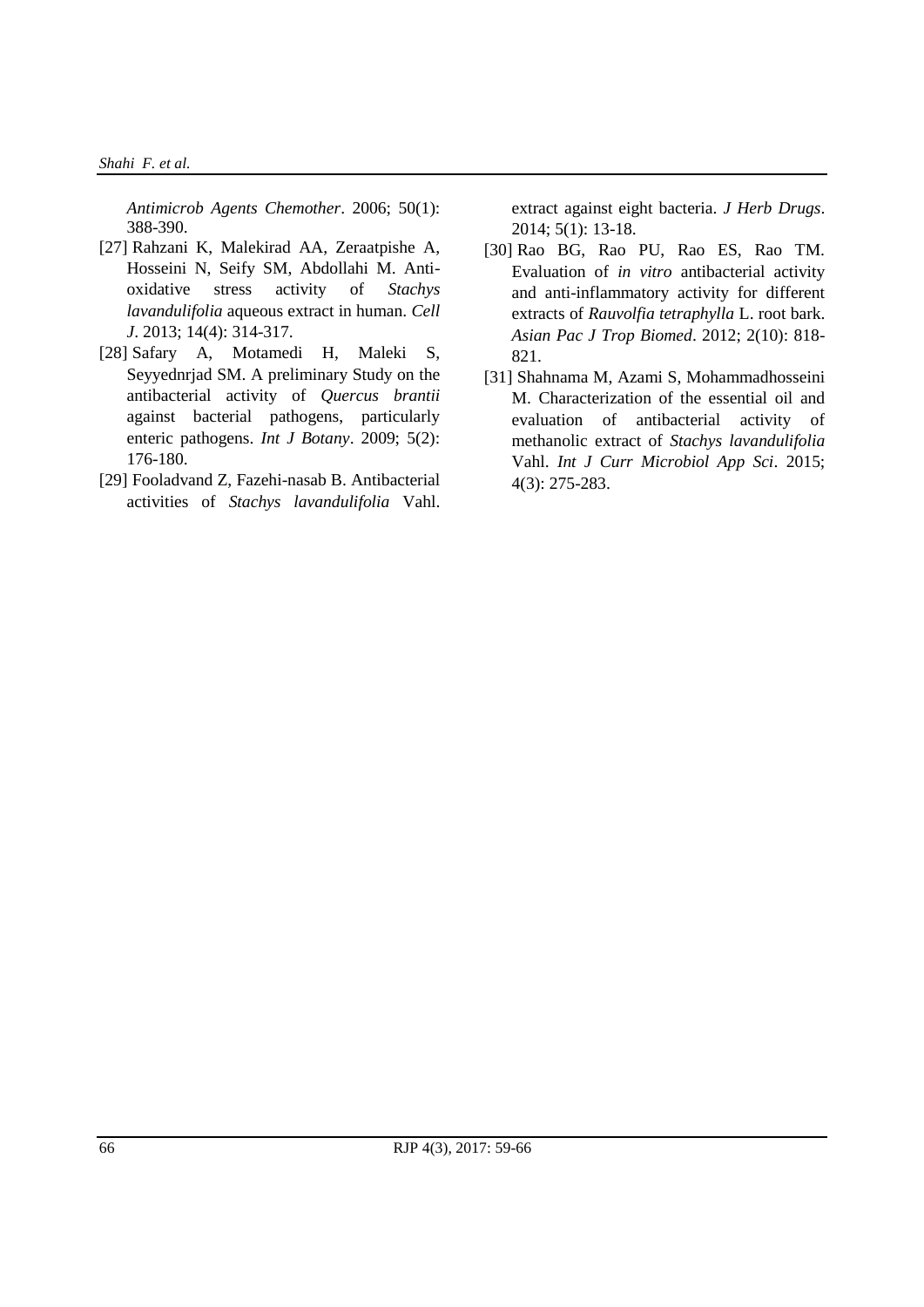*Antimicrob Agents Chemother*. 2006; 50(1): 388-390.

[27] Rahzani K, Malekirad AA, Zeraatpishe A, Hosseini N, Seify SM, Abdollahi M. Anti-oxidative stress activity of *Stachys lavandulifolia* aqueous extract in human. *Cell J*. 2013; 14(4): 314-317.

[28] Safary A, Motamedi H, Maleki S, Seyyednrjad SM. A preliminary Study on the antibacterial activity of *Quercus brantii* against bacterial pathogens, particularly enteric pathogens. *Int J Botany*. 2009; 5(2): 176-180.

[29] Fooladvand Z, Fazehi-nasab B. Antibacterial activities of *Stachys lavandulifolia* Vahl. extract against eight bacteria. *J Herb Drugs*. 2014; 5(1): 13-18.

[30] Rao BG, Rao PU, Rao ES, Rao TM. Evaluation of *in vitro* antibacterial activity and anti-inflammatory activity for different extracts of *Rauvolfia tetraphylla* L. root bark. *Asian Pac J Trop Biomed*. 2012; 2(10): 818-821.

[31] Shahnama M, Azami S, Mohammadhosseini M. Characterization of the essential oil and evaluation of antibacterial activity of methanolic extract of *Stachys lavandulifolia* Vahl. *Int J Curr Microbiol App Sci*. 2015; 4(3): 275-283.